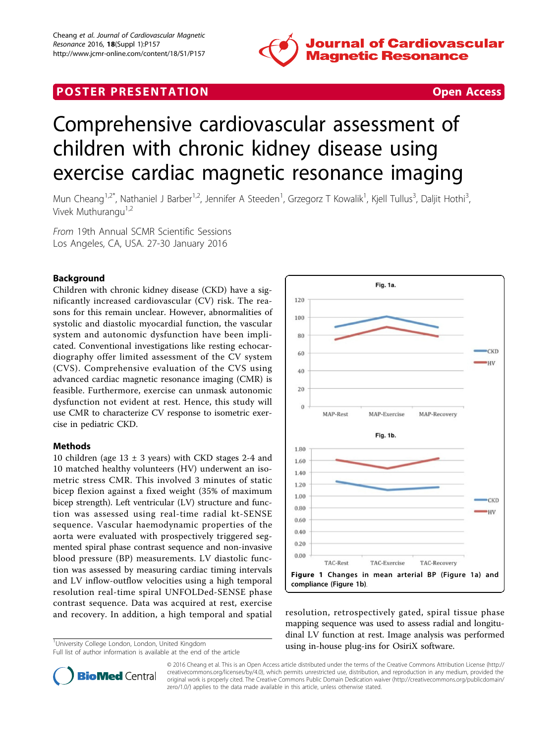**POSTER PRESENTATION** **Open Access**

# Comprehensive cardiovascular assessment of children with chronic kidney disease using exercise cardiac magnetic resonance imaging

Mun Cheang[1,2*], Nathaniel J Barber[1,2], Jennifer A Steeden[1], Grzegorz T Kowalik[1], Kjell Tullus[3], Daljit Hothi[3], Vivek Muthurangu[1,2]

*From* 19th Annual SCMR Scientific Sessions
Los Angeles, CA, USA. 27-30 January 2016

## Background

Children with chronic kidney disease (CKD) have a significantly increased cardiovascular (CV) risk. The reasons for this remain unclear. However, abnormalities of systolic and diastolic myocardial function, the vascular system and autonomic dysfunction have been implicated. Conventional investigations like resting echocardiography offer limited assessment of the CV system (CVS). Comprehensive evaluation of the CVS using advanced cardiac magnetic resonance imaging (CMR) is feasible. Furthermore, exercise can unmask autonomic dysfunction not evident at rest. Hence, this study will use CMR to characterize CV response to isometric exercise in pediatric CKD.

## Methods

10 children (age 13 ± 3 years) with CKD stages 2-4 and 10 matched healthy volunteers (HV) underwent an isometric stress CMR. This involved 3 minutes of static bicep flexion against a fixed weight (35% of maximum bicep strength). Left ventricular (LV) structure and function was assessed using real-time radial kt-SENSE sequence. Vascular haemodynamic properties of the aorta were evaluated with prospectively triggered segmented spiral phase contrast sequence and non-invasive blood pressure (BP) measurements. LV diastolic function was assessed by measuring cardiac timing intervals and LV inflow-outflow velocities using a high temporal resolution real-time spiral UNFOLDed-SENSE phase contrast sequence. Data was acquired at rest, exercise and recovery. In addition, a high temporal and spatial resolution, retrospectively gated, spiral tissue phase mapping sequence was used to assess radial and longitudinal LV function at rest. Image analysis was performed using in-house plug-ins for OsiriX software.

Figure 1 Changes in mean arterial BP (Figure 1a) and compliance (Figure 1b).

[1]University College London, London, United Kingdom
Full list of author information is available at the end of the article

© 2016 Cheang et al. This is an Open Access article distributed under the terms of the Creative Commons Attribution License (http://creativecommons.org/licenses/by/4.0), which permits unrestricted use, distribution, and reproduction in any medium, provided the original work is properly cited. The Creative Commons Public Domain Dedication waiver (http://creativecommons.org/publicdomain/zero/1.0/) applies to the data made available in this article, unless otherwise stated.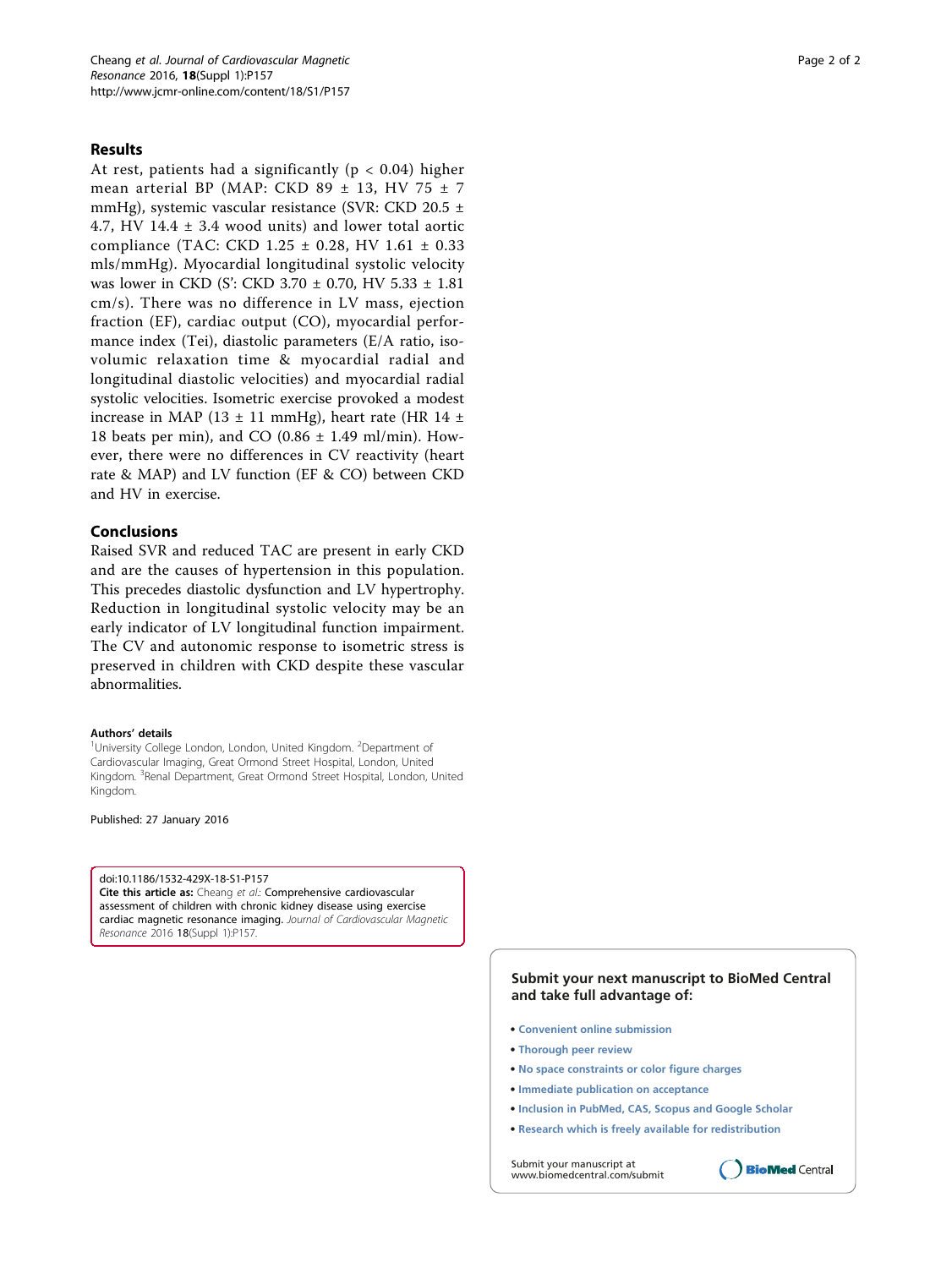## Results

At rest, patients had a significantly ($p < 0.04$) higher mean arterial BP (MAP: CKD 89 ± 13, HV 75 ± 7 mmHg), systemic vascular resistance (SVR: CKD 20.5 ± 4.7, HV 14.4 ± 3.4 wood units) and lower total aortic compliance (TAC: CKD 1.25 ± 0.28, HV 1.61 ± 0.33 mls/mmHg). Myocardial longitudinal systolic velocity was lower in CKD (S': CKD 3.70 ± 0.70, HV 5.33 ± 1.81 cm/s). There was no difference in LV mass, ejection fraction (EF), cardiac output (CO), myocardial performance index (Tei), diastolic parameters (E/A ratio, isovolumic relaxation time & myocardial radial and longitudinal diastolic velocities) and myocardial radial systolic velocities. Isometric exercise provoked a modest increase in MAP (13 ± 11 mmHg), heart rate (HR 14 ± 18 beats per min), and CO (0.86 ± 1.49 ml/min). However, there were no differences in CV reactivity (heart rate & MAP) and LV function (EF & CO) between CKD and HV in exercise.

## Conclusions

Raised SVR and reduced TAC are present in early CKD and are the causes of hypertension in this population. This precedes diastolic dysfunction and LV hypertrophy. Reduction in longitudinal systolic velocity may be an early indicator of LV longitudinal function impairment. The CV and autonomic response to isometric stress is preserved in children with CKD despite these vascular abnormalities.

### Authors' details

[1]University College London, London, United Kingdom. [2]Department of Cardiovascular Imaging, Great Ormond Street Hospital, London, United Kingdom. [3]Renal Department, Great Ormond Street Hospital, London, United Kingdom.

Published: 27 January 2016

doi:10.1186/1532-429X-18-S1-P157

**Cite this article as:** Cheang *et al.*: Comprehensive cardiovascular assessment of children with chronic kidney disease using exercise cardiac magnetic resonance imaging. *Journal of Cardiovascular Magnetic Resonance* 2016 **18**(Suppl 1):P157.

**Submit your next manuscript to BioMed Central and take full advantage of:**

- Convenient online submission
- Thorough peer review
- No space constraints or color figure charges
- Immediate publication on acceptance
- Inclusion in PubMed, CAS, Scopus and Google Scholar
- Research which is freely available for redistribution

Submit your manuscript at www.biomedcentral.com/submit

BioMed Central